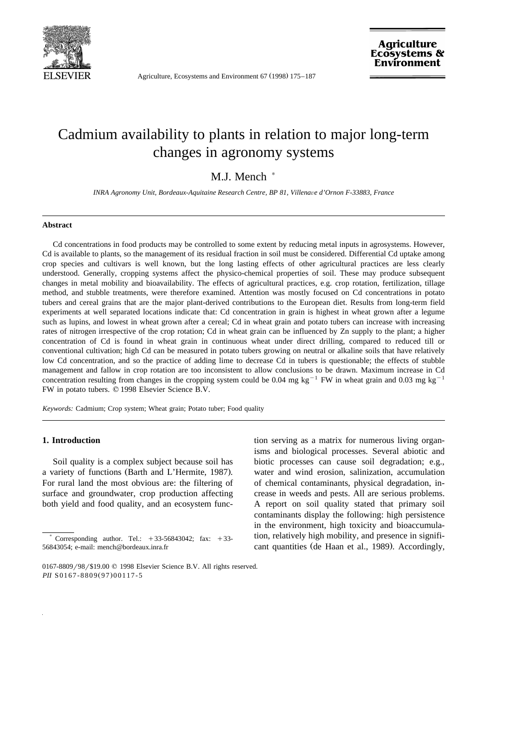# Cadmium availability to plants in relation to major long-term changes in agronomy systems

M.J. Mench *

*INRA Agronomy Unit, Bordeaux-Aquitaine Research Centre, BP 81, Villenave d'Ornon F-33883, France*

---

### Abstract

Cd concentrations in food products may be controlled to some extent by reducing metal inputs in agrosystems. However, Cd is available to plants, so the management of its residual fraction in soil must be considered. Differential Cd uptake among crop species and cultivars is well known, but the long lasting effects of other agricultural practices are less clearly understood. Generally, cropping systems affect the physico-chemical properties of soil. These may produce subsequent changes in metal mobility and bioavailability. The effects of agricultural practices, e.g. crop rotation, fertilization, tillage method, and stubble treatments, were therefore examined. Attention was mostly focused on Cd concentrations in potato tubers and cereal grains that are the major plant-derived contributions to the European diet. Results from long-term field experiments at well separated locations indicate that: Cd concentration in grain is highest in wheat grown after a legume such as lupins, and lowest in wheat grown after a cereal; Cd in wheat grain and potato tubers can increase with increasing rates of nitrogen irrespective of the crop rotation; Cd in wheat grain can be influenced by Zn supply to the plant; a higher concentration of Cd is found in wheat grain in continuous wheat under direct drilling, compared to reduced till or conventional cultivation; high Cd can be measured in potato tubers growing on neutral or alkaline soils that have relatively low Cd concentration, and so the practice of adding lime to decrease Cd in tubers is questionable; the effects of stubble management and fallow in crop rotation are too inconsistent to allow conclusions to be drawn. Maximum increase in Cd concentration resulting from changes in the cropping system could be 0.04 mg $kg^{-1}$ FW in wheat grain and 0.03 mg $kg^{-1}$ FW in potato tubers. © 1998 Elsevier Science B.V.

*Keywords:* Cadmium; Crop system; Wheat grain; Potato tuber; Food quality

---

## 1. Introduction

Soil quality is a complex subject because soil has a variety of functions (Barth and L'Hermite, 1987). For rural land the most obvious are: the filtering of surface and groundwater, crop production affecting both yield and food quality, and an ecosystem function serving as a matrix for numerous living organisms and biological processes. Several abiotic and biotic processes can cause soil degradation; e.g., water and wind erosion, salinization, accumulation of chemical contaminants, physical degradation, increase in weeds and pests. All are serious problems. A report on soil quality stated that primary soil contaminants display the following: high persistence in the environment, high toxicity and bioaccumulation, relatively high mobility, and presence in significant quantities (de Haan et al., 1989). Accordingly,

---

\* Corresponding author. Tel.: +33-56843042; fax: +33-56843054; e-mail: mench@bordeaux.inra.fr

0167-8809/98/$19.00 © 1998 Elsevier Science B.V. All rights reserved.
*PII* S0167-8809(97)00117-5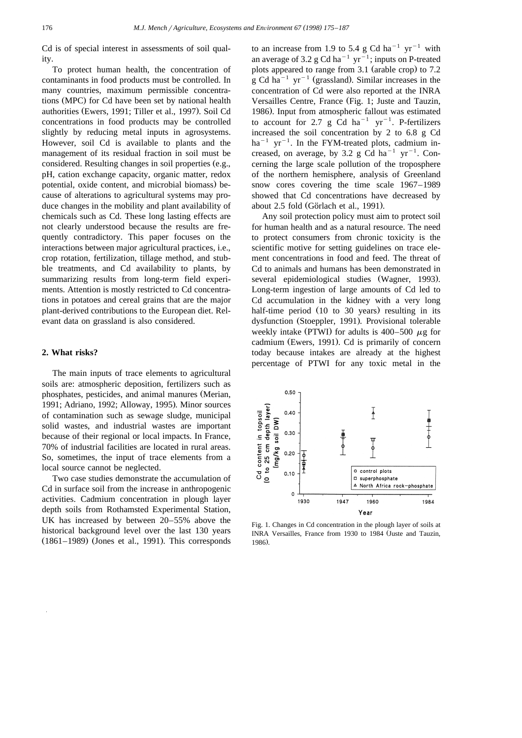Cd is of special interest in assessments of soil quality.

To protect human health, the concentration of contaminants in food products must be controlled. In many countries, maximum permissible concentrations (MPC) for Cd have been set by national health authorities (Ewers, 1991; Tiller et al., 1997). Soil Cd concentrations in food products may be controlled slightly by reducing metal inputs in agrosystems. However, soil Cd is available to plants and the management of its residual fraction in soil must be considered. Resulting changes in soil properties (e.g., pH, cation exchange capacity, organic matter, redox potential, oxide content, and microbial biomass) because of alterations to agricultural systems may produce changes in the mobility and plant availability of chemicals such as Cd. These long lasting effects are not clearly understood because the results are frequently contradictory. This paper focuses on the interactions between major agricultural practices, i.e., crop rotation, fertilization, tillage method, and stubble treatments, and Cd availability to plants, by summarizing results from long-term field experiments. Attention is mostly restricted to Cd concentrations in potatoes and cereal grains that are the major plant-derived contributions to the European diet. Relevant data on grassland is also considered.

## 2. What risks?

The main inputs of trace elements to agricultural soils are: atmospheric deposition, fertilizers such as phosphates, pesticides, and animal manures (Merian, 1991; Adriano, 1992; Alloway, 1995). Minor sources of contamination such as sewage sludge, municipal solid wastes, and industrial wastes are important because of their regional or local impacts. In France, 70% of industrial facilities are located in rural areas. So, sometimes, the input of trace elements from a local source cannot be neglected.

Two case studies demonstrate the accumulation of Cd in surface soil from the increase in anthropogenic activities. Cadmium concentration in plough layer depth soils from Rothamsted Experimental Station, UK has increased by between 20–55% above the historical background level over the last 130 years (1861–1989) (Jones et al., 1991). This corresponds to an increase from 1.9 to 5.4 g Cd $ha^{-1}$ $yr^{-1}$ with an average of 3.2 g Cd $ha^{-1}$ $yr^{-1}$; inputs on P-treated plots appeared to range from 3.1 (arable crop) to 7.2 g Cd $ha^{-1}$ $yr^{-1}$ (grassland). Similar increases in the concentration of Cd were also reported at the INRA Versailles Centre, France (Fig. 1; Juste and Tauzin, 1986). Input from atmospheric fallout was estimated to account for 2.7 g Cd $ha^{-1}$ $yr^{-1}$. P-fertilizers increased the soil concentration by 2 to 6.8 g Cd $ha^{-1}$ $yr^{-1}$. In the FYM-treated plots, cadmium increased, on average, by 3.2 g Cd $ha^{-1}$ $yr^{-1}$. Concerning the large scale pollution of the troposphere of the northern hemisphere, analysis of Greenland snow cores covering the time scale 1967–1989 showed that Cd concentrations have decreased by about 2.5 fold (Görlach et al., 1991).

Any soil protection policy must aim to protect soil for human health and as a natural resource. The need to protect consumers from chronic toxicity is the scientific motive for setting guidelines on trace element concentrations in food and feed. The threat of Cd to animals and humans has been demonstrated in several epidemiological studies (Wagner, 1993). Long-term ingestion of large amounts of Cd led to Cd accumulation in the kidney with a very long half-time period (10 to 30 years) resulting in its dysfunction (Stoeppler, 1991). Provisional tolerable weekly intake (PTWI) for adults is 400–500 $\mu$g for cadmium (Ewers, 1991). Cd is primarily of concern today because intakes are already at the highest percentage of PTWI for any toxic metal in the

Fig. 1. Changes in Cd concentration in the plough layer of soils at INRA Versailles, France from 1930 to 1984 (Juste and Tauzin, 1986).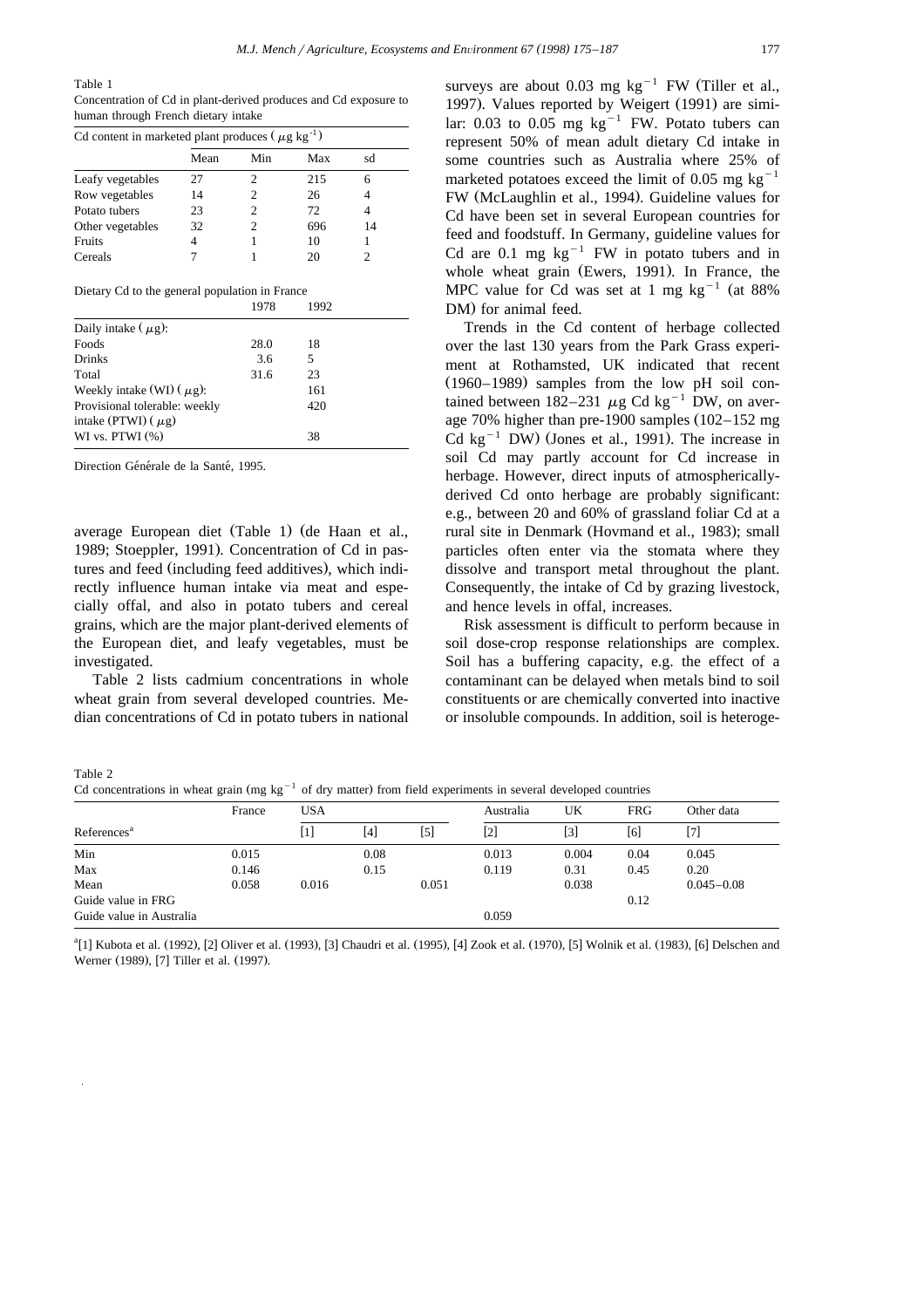Table 1
Concentration of Cd in plant-derived produces and Cd exposure to human through French dietary intake

| Cd content in marketed plant produces ($\mu$g kg$^{-1}$) | | | | |
|---|---|---|---|---|
| | Mean | Min | Max | sd |
| Leafy vegetables | 27 | 2 | 215 | 6 |
| Row vegetables | 14 | 2 | 26 | 4 |
| Potato tubers | 23 | 2 | 72 | 4 |
| Other vegetables | 32 | 2 | 696 | 14 |
| Fruits | 4 | 1 | 10 | 1 |
| Cereals | 7 | 1 | 20 | 2 |

Dietary Cd to the general population in France

| | 1978 | 1992 |
|---|---|---|
| Daily intake ($\mu$g): | | |
| Foods | 28.0 | 18 |
| Drinks | 3.6 | 5 |
| Total | 31.6 | 23 |
| Weekly intake (WI) ($\mu$g): | | 161 |
| Provisional tolerable: weekly intake (PTWI) ($\mu$g) | | 420 |
| WI vs. PTWI (%) | | 38 |

Direction Générale de la Santé, 1995.

average European diet (Table 1) (de Haan et al., 1989; Stoeppler, 1991). Concentration of Cd in pastures and feed (including feed additives), which indirectly influence human intake via meat and especially offal, and also in potato tubers and cereal grains, which are the major plant-derived elements of the European diet, and leafy vegetables, must be investigated.

Table 2 lists cadmium concentrations in whole wheat grain from several developed countries. Median concentrations of Cd in potato tubers in national surveys are about 0.03 mg kg$^{-1}$ FW (Tiller et al., 1997). Values reported by Weigert (1991) are similar: 0.03 to 0.05 mg kg$^{-1}$ FW. Potato tubers can represent 50% of mean adult dietary Cd intake in some countries such as Australia where 25% of marketed potatoes exceed the limit of 0.05 mg kg$^{-1}$ FW (McLaughlin et al., 1994). Guideline values for Cd have been set in several European countries for feed and foodstuff. In Germany, guideline values for Cd are 0.1 mg kg$^{-1}$ FW in potato tubers and in whole wheat grain (Ewers, 1991). In France, the MPC value for Cd was set at 1 mg kg$^{-1}$ (at 88% DM) for animal feed.

Trends in the Cd content of herbage collected over the last 130 years from the Park Grass experiment at Rothamsted, UK indicated that recent (1960–1989) samples from the low pH soil contained between 182–231 $\mu$g Cd kg$^{-1}$ DW, on average 70% higher than pre-1900 samples (102–152 mg Cd kg$^{-1}$ DW) (Jones et al., 1991). The increase in soil Cd may partly account for Cd increase in herbage. However, direct inputs of atmospherically-derived Cd onto herbage are probably significant: e.g., between 20 and 60% of grassland foliar Cd at a rural site in Denmark (Hovmand et al., 1983); small particles often enter via the stomata where they dissolve and transport metal throughout the plant. Consequently, the intake of Cd by grazing livestock, and hence levels in offal, increases.

Risk assessment is difficult to perform because in soil dose-crop response relationships are complex. Soil has a buffering capacity, e.g. the effect of a contaminant can be delayed when metals bind to soil constituents or are chemically converted into inactive or insoluble compounds. In addition, soil is heteroge-

Table 2
Cd concentrations in wheat grain (mg kg$^{-1}$ of dry matter) from field experiments in several developed countries

| | France | USA | | | Australia | UK | FRG | Other data |
|---|---|---|---|---|---|---|---|---|
| References[a] | | [1] | [4] | [5] | [2] | [3] | [6] | [7] |
| Min | 0.015 | | 0.08 | | 0.013 | 0.004 | 0.04 | 0.045 |
| Max | 0.146 | | 0.15 | | 0.119 | 0.31 | 0.45 | 0.20 |
| Mean | 0.058 | 0.016 | | 0.051 | | 0.038 | | 0.045–0.08 |
| Guide value in FRG | | | | | | | 0.12 | |
| Guide value in Australia | | | | | 0.059 | | | |

[a][1] Kubota et al. (1992), [2] Oliver et al. (1993), [3] Chaudri et al. (1995), [4] Zook et al. (1970), [5] Wolnik et al. (1983), [6] Delschen and Werner (1989), [7] Tiller et al. (1997).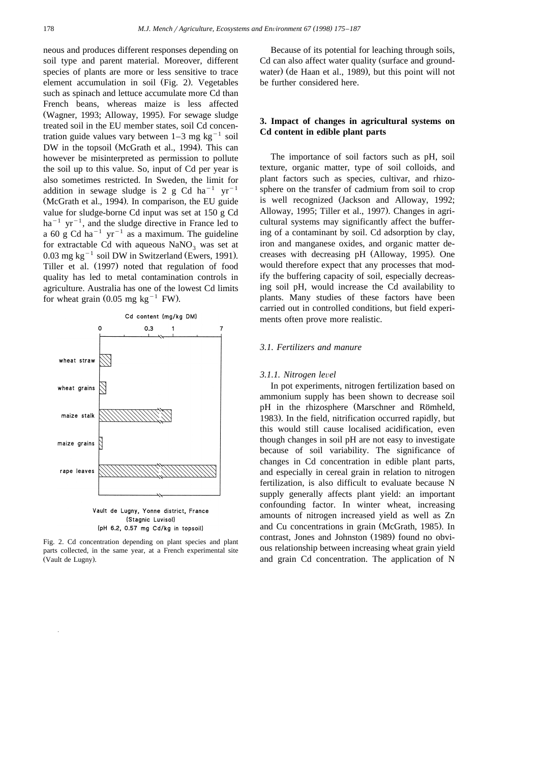neous and produces different responses depending on soil type and parent material. Moreover, different species of plants are more or less sensitive to trace element accumulation in soil (Fig. 2). Vegetables such as spinach and lettuce accumulate more Cd than French beans, whereas maize is less affected (Wagner, 1993; Alloway, 1995). For sewage sludge treated soil in the EU member states, soil Cd concentration guide values vary between 1–3 mg $kg^{-1}$ soil DW in the topsoil (McGrath et al., 1994). This can however be misinterpreted as permission to pollute the soil up to this value. So, input of Cd per year is also sometimes restricted. In Sweden, the limit for addition in sewage sludge is 2 g Cd $ha^{-1}$ $yr^{-1}$ (McGrath et al., 1994). In comparison, the EU guide value for sludge-borne Cd input was set at 150 g Cd $ha^{-1}$ $yr^{-1}$, and the sludge directive in France led to a 60 g Cd $ha^{-1}$ $yr^{-1}$ as a maximum. The guideline for extractable Cd with aqueous $NaNO_3$ was set at 0.03 mg $kg^{-1}$ soil DW in Switzerland (Ewers, 1991). Tiller et al. (1997) noted that regulation of food quality has led to metal contamination controls in agriculture. Australia has one of the lowest Cd limits for wheat grain (0.05 mg $kg^{-1}$ FW).

Fig. 2. Cd concentration depending on plant species and plant parts collected, in the same year, at a French experimental site (Vault de Lugny).

Because of its potential for leaching through soils, Cd can also affect water quality (surface and groundwater) (de Haan et al., 1989), but this point will not be further considered here.

## 3. Impact of changes in agricultural systems on Cd content in edible plant parts

The importance of soil factors such as pH, soil texture, organic matter, type of soil colloids, and plant factors such as species, cultivar, and rhizosphere on the transfer of cadmium from soil to crop is well recognized (Jackson and Alloway, 1992; Alloway, 1995; Tiller et al., 1997). Changes in agricultural systems may significantly affect the buffering of a contaminant by soil. Cd adsorption by clay, iron and manganese oxides, and organic matter decreases with decreasing pH (Alloway, 1995). One would therefore expect that any processes that modify the buffering capacity of soil, especially decreasing soil pH, would increase the Cd availability to plants. Many studies of these factors have been carried out in controlled conditions, but field experiments often prove more realistic.

### *3.1. Fertilizers and manure*

#### *3.1.1. Nitrogen level*

In pot experiments, nitrogen fertilization based on ammonium supply has been shown to decrease soil pH in the rhizosphere (Marschner and Römheld, 1983). In the field, nitrification occurred rapidly, but this would still cause localised acidification, even though changes in soil pH are not easy to investigate because of soil variability. The significance of changes in Cd concentration in edible plant parts, and especially in cereal grain in relation to nitrogen fertilization, is also difficult to evaluate because N supply generally affects plant yield: an important confounding factor. In winter wheat, increasing amounts of nitrogen increased yield as well as Zn and Cu concentrations in grain (McGrath, 1985). In contrast, Jones and Johnston (1989) found no obvious relationship between increasing wheat grain yield and grain Cd concentration. The application of N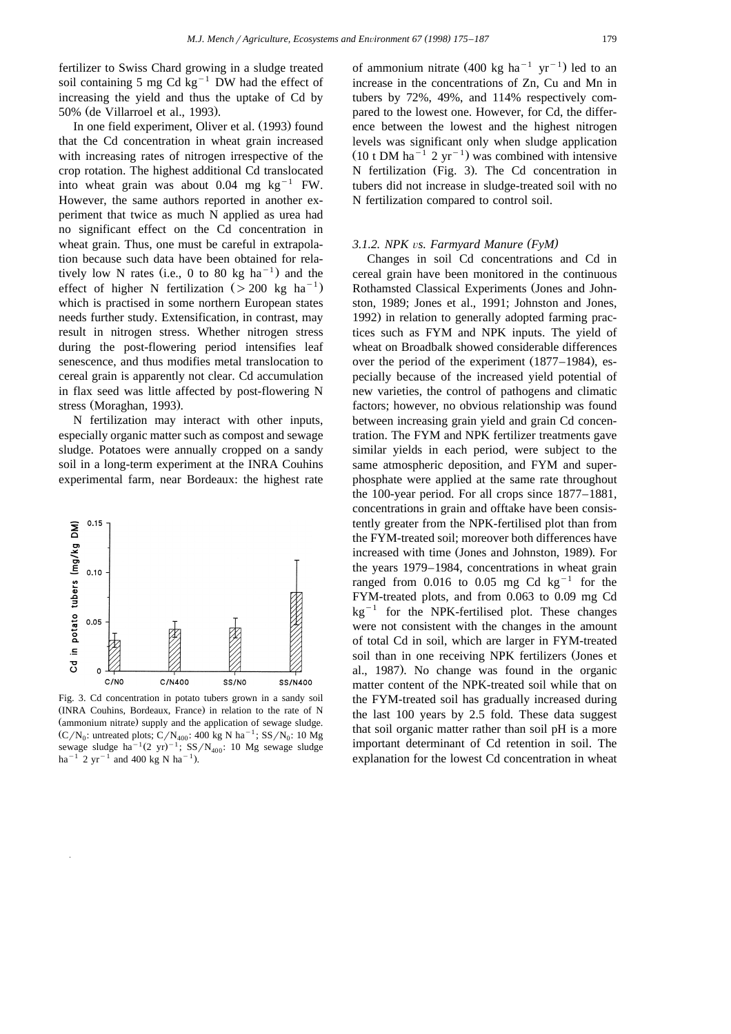fertilizer to Swiss Chard growing in a sludge treated soil containing 5 mg Cd $kg^{-1}$ DW had the effect of increasing the yield and thus the uptake of Cd by 50% (de Villarroel et al., 1993).

In one field experiment, Oliver et al. (1993) found that the Cd concentration in wheat grain increased with increasing rates of nitrogen irrespective of the crop rotation. The highest additional Cd translocated into wheat grain was about 0.04 mg $kg^{-1}$ FW. However, the same authors reported in another experiment that twice as much N applied as urea had no significant effect on the Cd concentration in wheat grain. Thus, one must be careful in extrapolation because such data have been obtained for relatively low N rates (i.e., 0 to 80 kg $ha^{-1}$) and the effect of higher N fertilization (> 200 kg $ha^{-1}$) which is practised in some northern European states needs further study. Extensification, in contrast, may result in nitrogen stress. Whether nitrogen stress during the post-flowering period intensifies leaf senescence, and thus modifies metal translocation to cereal grain is apparently not clear. Cd accumulation in flax seed was little affected by post-flowering N stress (Moraghan, 1993).

N fertilization may interact with other inputs, especially organic matter such as compost and sewage sludge. Potatoes were annually cropped on a sandy soil in a long-term experiment at the INRA Couhins experimental farm, near Bordeaux: the highest rate of ammonium nitrate (400 kg $ha^{-1}$ $yr^{-1}$) led to an increase in the concentrations of Zn, Cu and Mn in tubers by 72%, 49%, and 114% respectively compared to the lowest one. However, for Cd, the difference between the lowest and the highest nitrogen levels was significant only when sludge application (10 t DM $ha^{-1}$ 2 $yr^{-1}$) was combined with intensive N fertilization (Fig. 3). The Cd concentration in tubers did not increase in sludge-treated soil with no N fertilization compared to control soil.

Fig. 3. Cd concentration in potato tubers grown in a sandy soil (INRA Couhins, Bordeaux, France) in relation to the rate of N (ammonium nitrate) supply and the application of sewage sludge. ($C/N_0$: untreated plots; $C/N_{400}$: 400 kg N $ha^{-1}$; $SS/N_0$: 10 Mg sewage sludge $ha^{-1}(2\ yr)^{-1}$; $SS/N_{400}$: 10 Mg sewage sludge $ha^{-1}$ 2 $yr^{-1}$ and 400 kg N $ha^{-1}$).

#### 3.1.2. NPK *vs.* Farmyard Manure (FyM)

Changes in soil Cd concentrations and Cd in cereal grain have been monitored in the continuous Rothamsted Classical Experiments (Jones and Johnston, 1989; Jones et al., 1991; Johnston and Jones, 1992) in relation to generally adopted farming practices such as FYM and NPK inputs. The yield of wheat on Broadbalk showed considerable differences over the period of the experiment (1877–1984), especially because of the increased yield potential of new varieties, the control of pathogens and climatic factors; however, no obvious relationship was found between increasing grain yield and grain Cd concentration. The FYM and NPK fertilizer treatments gave similar yields in each period, were subject to the same atmospheric deposition, and FYM and superphosphate were applied at the same rate throughout the 100-year period. For all crops since 1877–1881, concentrations in grain and offtake have been consistently greater from the NPK-fertilised plot than from the FYM-treated soil; moreover both differences have increased with time (Jones and Johnston, 1989). For the years 1979–1984, concentrations in wheat grain ranged from 0.016 to 0.05 mg Cd $kg^{-1}$ for the FYM-treated plots, and from 0.063 to 0.09 mg Cd $kg^{-1}$ for the NPK-fertilised plot. These changes were not consistent with the changes in the amount of total Cd in soil, which are larger in FYM-treated soil than in one receiving NPK fertilizers (Jones et al., 1987). No change was found in the organic matter content of the NPK-treated soil while that on the FYM-treated soil has gradually increased during the last 100 years by 2.5 fold. These data suggest that soil organic matter rather than soil pH is a more important determinant of Cd retention in soil. The explanation for the lowest Cd concentration in wheat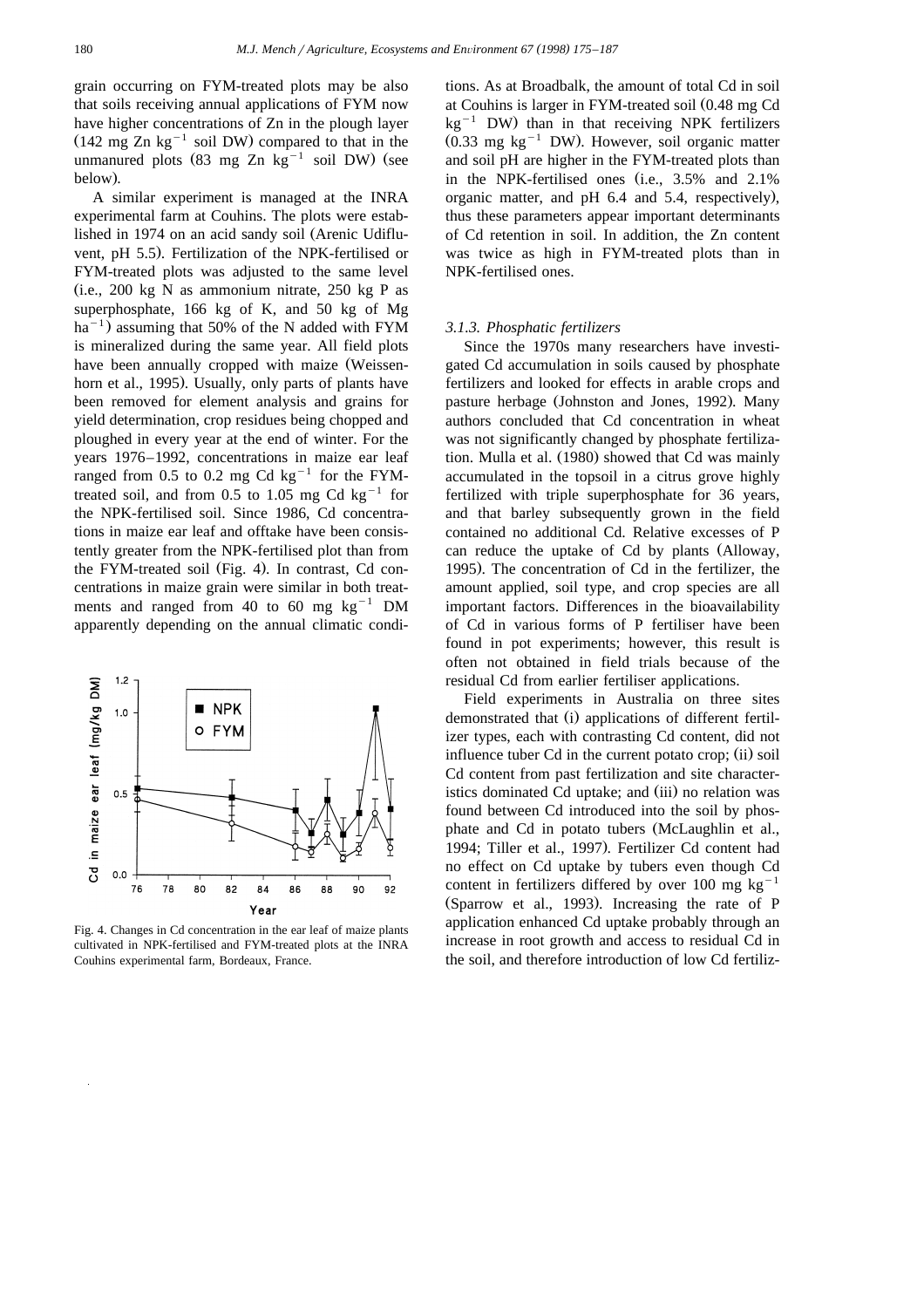grain occurring on FYM-treated plots may be also that soils receiving annual applications of FYM now have higher concentrations of Zn in the plough layer (142 mg Zn $kg^{-1}$ soil DW) compared to that in the unmanured plots (83 mg Zn $kg^{-1}$ soil DW) (see below).

A similar experiment is managed at the INRA experimental farm at Couhins. The plots were established in 1974 on an acid sandy soil (Arenic Udifluvent, pH 5.5). Fertilization of the NPK-fertilised or FYM-treated plots was adjusted to the same level (i.e., 200 kg N as ammonium nitrate, 250 kg P as superphosphate, 166 kg of K, and 50 kg of Mg $ha^{-1}$) assuming that 50% of the N added with FYM is mineralized during the same year. All field plots have been annually cropped with maize (Weissenhorn et al., 1995). Usually, only parts of plants have been removed for element analysis and grains for yield determination, crop residues being chopped and ploughed in every year at the end of winter. For the years 1976–1992, concentrations in maize ear leaf ranged from 0.5 to 0.2 mg Cd $kg^{-1}$ for the FYM-treated soil, and from 0.5 to 1.05 mg Cd $kg^{-1}$ for the NPK-fertilised soil. Since 1986, Cd concentrations in maize ear leaf and offtake have been consistently greater from the NPK-fertilised plot than from the FYM-treated soil (Fig. 4). In contrast, Cd concentrations in maize grain were similar in both treatments and ranged from 40 to 60 mg $kg^{-1}$ DM apparently depending on the annual climatic conditions. As at Broadbalk, the amount of total Cd in soil at Couhins is larger in FYM-treated soil (0.48 mg Cd $kg^{-1}$ DW) than in that receiving NPK fertilizers (0.33 mg $kg^{-1}$ DW). However, soil organic matter and soil pH are higher in the FYM-treated plots than in the NPK-fertilised ones (i.e., 3.5% and 2.1% organic matter, and pH 6.4 and 5.4, respectively), thus these parameters appear important determinants of Cd retention in soil. In addition, the Zn content was twice as high in FYM-treated plots than in NPK-fertilised ones.

Fig. 4. Changes in Cd concentration in the ear leaf of maize plants cultivated in NPK-fertilised and FYM-treated plots at the INRA Couhins experimental farm, Bordeaux, France.

### 3.1.3. Phosphatic fertilizers

Since the 1970s many researchers have investigated Cd accumulation in soils caused by phosphate fertilizers and looked for effects in arable crops and pasture herbage (Johnston and Jones, 1992). Many authors concluded that Cd concentration in wheat was not significantly changed by phosphate fertilization. Mulla et al. (1980) showed that Cd was mainly accumulated in the topsoil in a citrus grove highly fertilized with triple superphosphate for 36 years, and that barley subsequently grown in the field contained no additional Cd. Relative excesses of P can reduce the uptake of Cd by plants (Alloway, 1995). The concentration of Cd in the fertilizer, the amount applied, soil type, and crop species are all important factors. Differences in the bioavailability of Cd in various forms of P fertiliser have been found in pot experiments; however, this result is often not obtained in field trials because of the residual Cd from earlier fertiliser applications.

Field experiments in Australia on three sites demonstrated that (i) applications of different fertilizer types, each with contrasting Cd content, did not influence tuber Cd in the current potato crop; (ii) soil Cd content from past fertilization and site characteristics dominated Cd uptake; and (iii) no relation was found between Cd introduced into the soil by phosphate and Cd in potato tubers (McLaughlin et al., 1994; Tiller et al., 1997). Fertilizer Cd content had no effect on Cd uptake by tubers even though Cd content in fertilizers differed by over 100 mg $kg^{-1}$ (Sparrow et al., 1993). Increasing the rate of P application enhanced Cd uptake probably through an increase in root growth and access to residual Cd in the soil, and therefore introduction of low Cd fertiliz-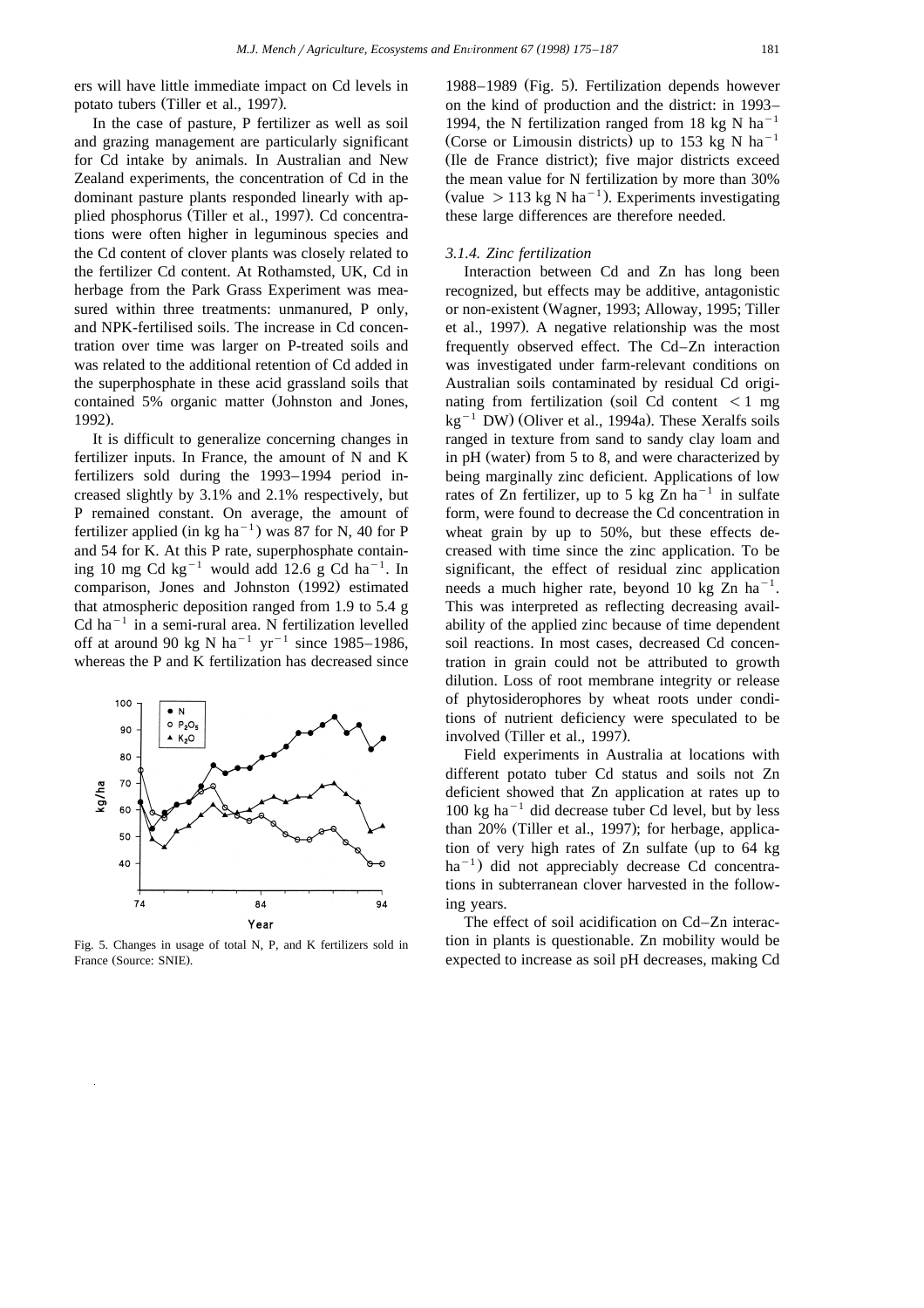ers will have little immediate impact on Cd levels in potato tubers (Tiller et al., 1997).

In the case of pasture, P fertilizer as well as soil and grazing management are particularly significant for Cd intake by animals. In Australian and New Zealand experiments, the concentration of Cd in the dominant pasture plants responded linearly with applied phosphorus (Tiller et al., 1997). Cd concentrations were often higher in leguminous species and the Cd content of clover plants was closely related to the fertilizer Cd content. At Rothamsted, UK, Cd in herbage from the Park Grass Experiment was measured within three treatments: unmanured, P only, and NPK-fertilised soils. The increase in Cd concentration over time was larger on P-treated soils and was related to the additional retention of Cd added in the superphosphate in these acid grassland soils that contained 5% organic matter (Johnston and Jones, 1992).

It is difficult to generalize concerning changes in fertilizer inputs. In France, the amount of N and K fertilizers sold during the 1993–1994 period increased slightly by 3.1% and 2.1% respectively, but P remained constant. On average, the amount of fertilizer applied (in kg $ha^{-1}$) was 87 for N, 40 for P and 54 for K. At this P rate, superphosphate containing 10 mg Cd $kg^{-1}$ would add 12.6 g Cd $ha^{-1}$. In comparison, Jones and Johnston (1992) estimated that atmospheric deposition ranged from 1.9 to 5.4 g Cd $ha^{-1}$ in a semi-rural area. N fertilization levelled off at around 90 kg N $ha^{-1}$ $yr^{-1}$ since 1985–1986, whereas the P and K fertilization has decreased since 1988–1989 (Fig. 5). Fertilization depends however on the kind of production and the district: in 1993–1994, the N fertilization ranged from 18 kg N $ha^{-1}$ (Corse or Limousin districts) up to 153 kg N $ha^{-1}$ (Ile de France district); five major districts exceed the mean value for N fertilization by more than 30% (value > 113 kg N $ha^{-1}$). Experiments investigating these large differences are therefore needed.

Fig. 5. Changes in usage of total N, P, and K fertilizers sold in France (Source: SNIE).

### *3.1.4. Zinc fertilization*

Interaction between Cd and Zn has long been recognized, but effects may be additive, antagonistic or non-existent (Wagner, 1993; Alloway, 1995; Tiller et al., 1997). A negative relationship was the most frequently observed effect. The Cd–Zn interaction was investigated under farm-relevant conditions on Australian soils contaminated by residual Cd originating from fertilization (soil Cd content < 1 mg $kg^{-1}$ DW) (Oliver et al., 1994a). These Xeralfs soils ranged in texture from sand to sandy clay loam and in pH (water) from 5 to 8, and were characterized by being marginally zinc deficient. Applications of low rates of Zn fertilizer, up to 5 kg Zn $ha^{-1}$ in sulfate form, were found to decrease the Cd concentration in wheat grain by up to 50%, but these effects decreased with time since the zinc application. To be significant, the effect of residual zinc application needs a much higher rate, beyond 10 kg Zn $ha^{-1}$. This was interpreted as reflecting decreasing availability of the applied zinc because of time dependent soil reactions. In most cases, decreased Cd concentration in grain could not be attributed to growth dilution. Loss of root membrane integrity or release of phytosiderophores by wheat roots under conditions of nutrient deficiency were speculated to be involved (Tiller et al., 1997).

Field experiments in Australia at locations with different potato tuber Cd status and soils not Zn deficient showed that Zn application at rates up to 100 kg $ha^{-1}$ did decrease tuber Cd level, but by less than 20% (Tiller et al., 1997); for herbage, application of very high rates of Zn sulfate (up to 64 kg $ha^{-1}$) did not appreciably decrease Cd concentrations in subterranean clover harvested in the following years.

The effect of soil acidification on Cd–Zn interaction in plants is questionable. Zn mobility would be expected to increase as soil pH decreases, making Cd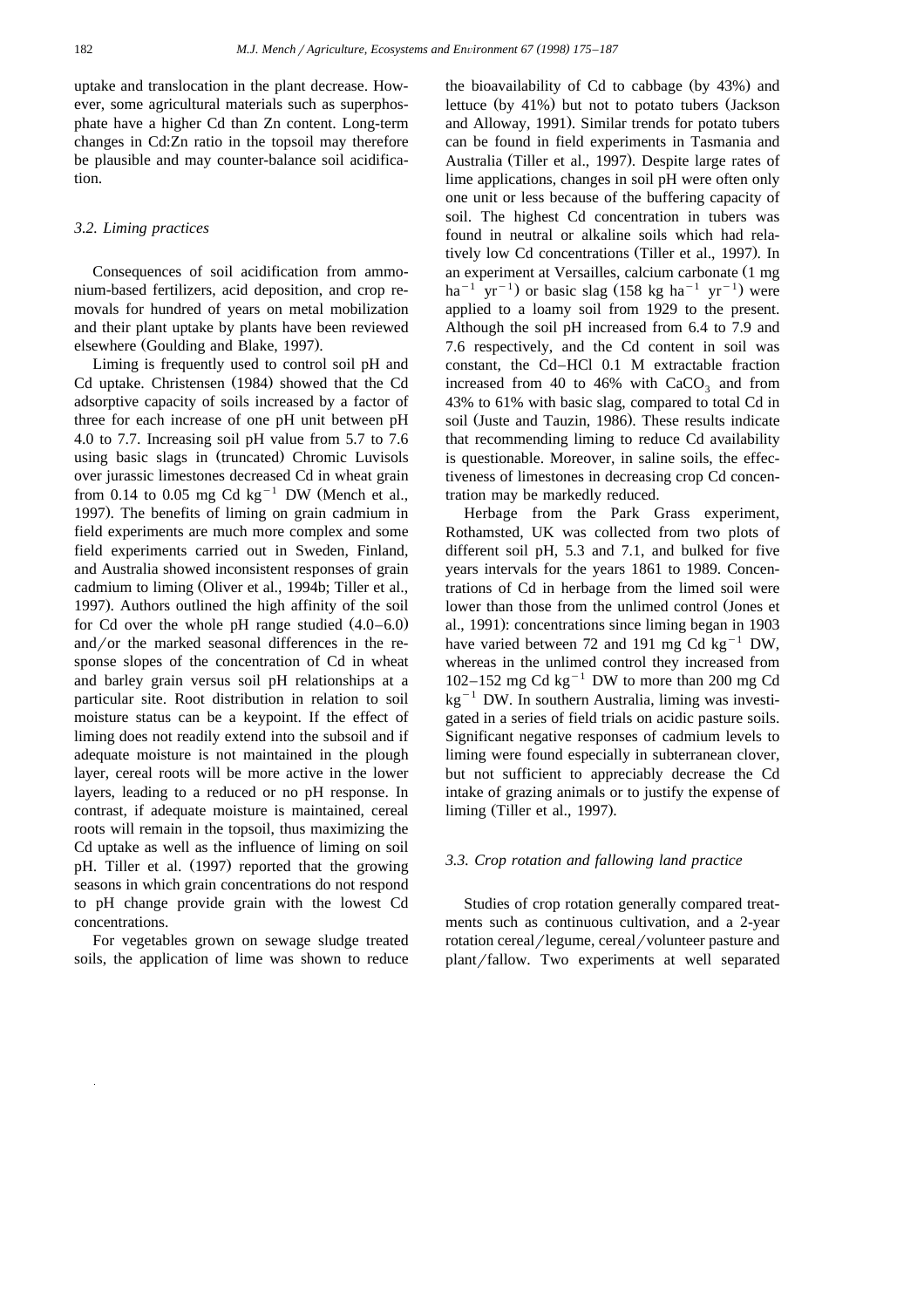uptake and translocation in the plant decrease. However, some agricultural materials such as superphosphate have a higher Cd than Zn content. Long-term changes in Cd:Zn ratio in the topsoil may therefore be plausible and may counter-balance soil acidification.

### 3.2. Liming practices

Consequences of soil acidification from ammonium-based fertilizers, acid deposition, and crop removals for hundred of years on metal mobilization and their plant uptake by plants have been reviewed elsewhere (Goulding and Blake, 1997).

Liming is frequently used to control soil pH and Cd uptake. Christensen (1984) showed that the Cd adsorptive capacity of soils increased by a factor of three for each increase of one pH unit between pH 4.0 to 7.7. Increasing soil pH value from 5.7 to 7.6 using basic slags in (truncated) Chromic Luvisols over jurassic limestones decreased Cd in wheat grain from 0.14 to 0.05 mg Cd $kg^{-1}$ DW (Mench et al., 1997). The benefits of liming on grain cadmium in field experiments are much more complex and some field experiments carried out in Sweden, Finland, and Australia showed inconsistent responses of grain cadmium to liming (Oliver et al., 1994b; Tiller et al., 1997). Authors outlined the high affinity of the soil for Cd over the whole pH range studied (4.0–6.0) and/or the marked seasonal differences in the response slopes of the concentration of Cd in wheat and barley grain versus soil pH relationships at a particular site. Root distribution in relation to soil moisture status can be a keypoint. If the effect of liming does not readily extend into the subsoil and if adequate moisture is not maintained in the plough layer, cereal roots will be more active in the lower layers, leading to a reduced or no pH response. In contrast, if adequate moisture is maintained, cereal roots will remain in the topsoil, thus maximizing the Cd uptake as well as the influence of liming on soil pH. Tiller et al. (1997) reported that the growing seasons in which grain concentrations do not respond to pH change provide grain with the lowest Cd concentrations.

For vegetables grown on sewage sludge treated soils, the application of lime was shown to reduce the bioavailability of Cd to cabbage (by 43%) and lettuce (by 41%) but not to potato tubers (Jackson and Alloway, 1991). Similar trends for potato tubers can be found in field experiments in Tasmania and Australia (Tiller et al., 1997). Despite large rates of lime applications, changes in soil pH were often only one unit or less because of the buffering capacity of soil. The highest Cd concentration in tubers was found in neutral or alkaline soils which had relatively low Cd concentrations (Tiller et al., 1997). In an experiment at Versailles, calcium carbonate (1 mg $ha^{-1}$ $yr^{-1}$) or basic slag (158 kg $ha^{-1}$ $yr^{-1}$) were applied to a loamy soil from 1929 to the present. Although the soil pH increased from 6.4 to 7.9 and 7.6 respectively, and the Cd content in soil was constant, the Cd–HCl 0.1 M extractable fraction increased from 40 to 46% with $CaCO_3$ and from 43% to 61% with basic slag, compared to total Cd in soil (Juste and Tauzin, 1986). These results indicate that recommending liming to reduce Cd availability is questionable. Moreover, in saline soils, the effectiveness of limestones in decreasing crop Cd concentration may be markedly reduced.

Herbage from the Park Grass experiment, Rothamsted, UK was collected from two plots of different soil pH, 5.3 and 7.1, and bulked for five years intervals for the years 1861 to 1989. Concentrations of Cd in herbage from the limed soil were lower than those from the unlimed control (Jones et al., 1991): concentrations since liming began in 1903 have varied between 72 and 191 mg Cd $kg^{-1}$ DW, whereas in the unlimed control they increased from 102–152 mg Cd $kg^{-1}$ DW to more than 200 mg Cd $kg^{-1}$ DW. In southern Australia, liming was investigated in a series of field trials on acidic pasture soils. Significant negative responses of cadmium levels to liming were found especially in subterranean clover, but not sufficient to appreciably decrease the Cd intake of grazing animals or to justify the expense of liming (Tiller et al., 1997).

### 3.3. Crop rotation and fallowing land practice

Studies of crop rotation generally compared treatments such as continuous cultivation, and a 2-year rotation cereal/legume, cereal/volunteer pasture and plant/fallow. Two experiments at well separated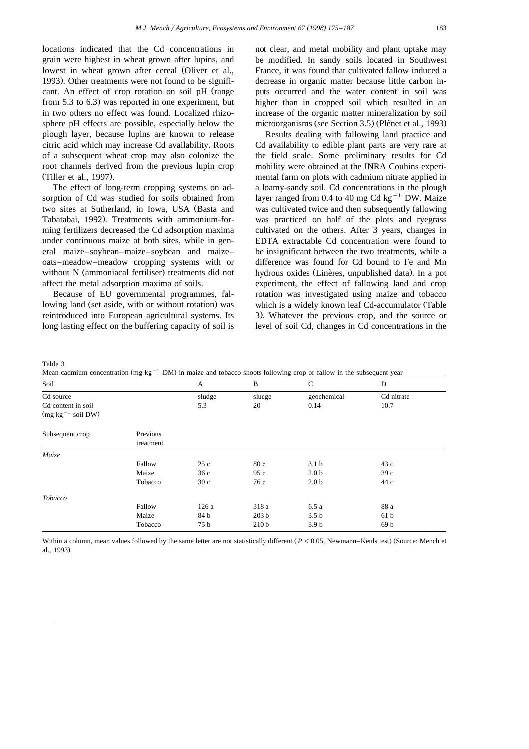locations indicated that the Cd concentrations in grain were highest in wheat grown after lupins, and lowest in wheat grown after cereal (Oliver et al., 1993). Other treatments were not found to be significant. An effect of crop rotation on soil pH (range from 5.3 to 6.3) was reported in one experiment, but in two others no effect was found. Localized rhizosphere pH effects are possible, especially below the plough layer, because lupins are known to release citric acid which may increase Cd availability. Roots of a subsequent wheat crop may also colonize the root channels derived from the previous lupin crop (Tiller et al., 1997).

The effect of long-term cropping systems on adsorption of Cd was studied for soils obtained from two sites at Sutherland, in Iowa, USA (Basta and Tabatabai, 1992). Treatments with ammonium-forming fertilizers decreased the Cd adsorption maxima under continuous maize at both sites, while in general maize–soybean–maize–soybean and maize–oats–meadow–meadow cropping systems with or without N (ammoniacal fertiliser) treatments did not affect the metal adsorption maxima of soils.

Because of EU governmental programmes, fallowing land (set aside, with or without rotation) was reintroduced into European agricultural systems. Its long lasting effect on the buffering capacity of soil is not clear, and metal mobility and plant uptake may be modified. In sandy soils located in Southwest France, it was found that cultivated fallow induced a decrease in organic matter because little carbon inputs occurred and the water content in soil was higher than in cropped soil which resulted in an increase of the organic matter mineralization by soil microorganisms (see Section 3.5) (Plénet et al., 1993)

Results dealing with fallowing land practice and Cd availability to edible plant parts are very rare at the field scale. Some preliminary results for Cd mobility were obtained at the INRA Couhins experimental farm on plots with cadmium nitrate applied in a loamy-sandy soil. Cd concentrations in the plough layer ranged from 0.4 to 40 mg Cd kg$^{-1}$ DW. Maize was cultivated twice and then subsequently fallowing was practiced on half of the plots and ryegrass cultivated on the others. After 3 years, changes in EDTA extractable Cd concentration were found to be insignificant between the two treatments, while a difference was found for Cd bound to Fe and Mn hydrous oxides (Linères, unpublished data). In a pot experiment, the effect of fallowing land and crop rotation was investigated using maize and tobacco which is a widely known leaf Cd-accumulator (Table 3). Whatever the previous crop, and the source or level of soil Cd, changes in Cd concentrations in the

Table 3
Mean cadmium concentration (mg kg$^{-1}$ DM) in maize and tobacco shoots following crop or fallow in the subsequent year

| Soil | | A | B | C | D |
|---|---|---|---|---|---|
| Cd source | | sludge | sludge | geochemical | Cd nitrate |
| Cd content in soil (mg kg$^{-1}$ soil DW) | | 5.3 | 20 | 0.14 | 10.7 |
| Subsequent crop | Previous treatment | | | | |
| *Maize* | | | | | |
| | Fallow | 25 c | 80 c | 3.1 b | 43 c |
| | Maize | 36 c | 95 c | 2.0 b | 39 c |
| | Tobacco | 30 c | 76 c | 2.0 b | 44 c |
| *Tobacco* | | | | | |
| | Fallow | 126 a | 318 a | 6.5 a | 88 a |
| | Maize | 84 b | 203 b | 3.5 b | 61 b |
| | Tobacco | 75 b | 210 b | 3.9 b | 69 b |

Within a column, mean values followed by the same letter are not statistically different ($P < 0.05$, Newmann–Keuls test) (Source: Mench et al., 1993).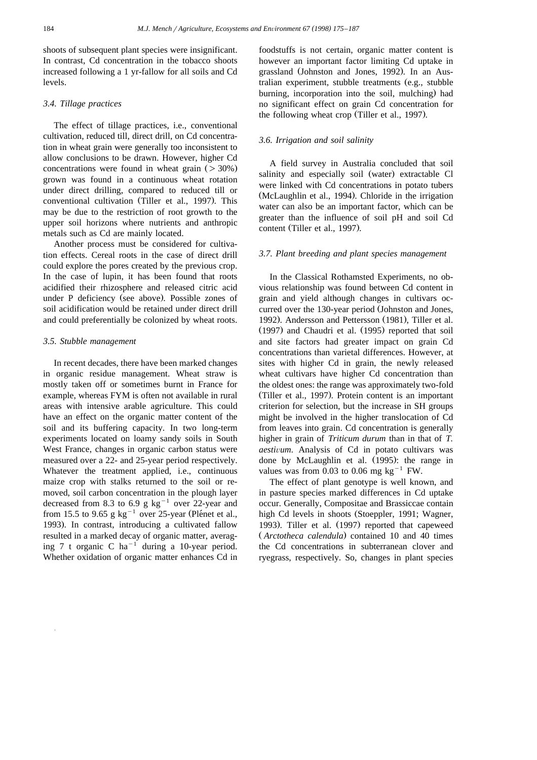shoots of subsequent plant species were insignificant. In contrast, Cd concentration in the tobacco shoots increased following a 1 yr-fallow for all soils and Cd levels.

### 3.4. Tillage practices

The effect of tillage practices, i.e., conventional cultivation, reduced till, direct drill, on Cd concentration in wheat grain were generally too inconsistent to allow conclusions to be drawn. However, higher Cd concentrations were found in wheat grain (> 30%) grown was found in a continuous wheat rotation under direct drilling, compared to reduced till or conventional cultivation (Tiller et al., 1997). This may be due to the restriction of root growth to the upper soil horizons where nutrients and anthropic metals such as Cd are mainly located.

Another process must be considered for cultivation effects. Cereal roots in the case of direct drill could explore the pores created by the previous crop. In the case of lupin, it has been found that roots acidified their rhizosphere and released citric acid under P deficiency (see above). Possible zones of soil acidification would be retained under direct drill and could preferentially be colonized by wheat roots.

### 3.5. Stubble management

In recent decades, there have been marked changes in organic residue management. Wheat straw is mostly taken off or sometimes burnt in France for example, whereas FYM is often not available in rural areas with intensive arable agriculture. This could have an effect on the organic matter content of the soil and its buffering capacity. In two long-term experiments located on loamy sandy soils in South West France, changes in organic carbon status were measured over a 22- and 25-year period respectively. Whatever the treatment applied, i.e., continuous maize crop with stalks returned to the soil or removed, soil carbon concentration in the plough layer decreased from 8.3 to 6.9 g $kg^{-1}$ over 22-year and from 15.5 to 9.65 g $kg^{-1}$ over 25-year (Plénet et al., 1993). In contrast, introducing a cultivated fallow resulted in a marked decay of organic matter, averaging 7 t organic C $ha^{-1}$ during a 10-year period. Whether oxidation of organic matter enhances Cd in foodstuffs is not certain, organic matter content is however an important factor limiting Cd uptake in grassland (Johnston and Jones, 1992). In an Australian experiment, stubble treatments (e.g., stubble burning, incorporation into the soil, mulching) had no significant effect on grain Cd concentration for the following wheat crop (Tiller et al., 1997).

### 3.6. Irrigation and soil salinity

A field survey in Australia concluded that soil salinity and especially soil (water) extractable Cl were linked with Cd concentrations in potato tubers (McLaughlin et al., 1994). Chloride in the irrigation water can also be an important factor, which can be greater than the influence of soil pH and soil Cd content (Tiller et al., 1997).

### 3.7. Plant breeding and plant species management

In the Classical Rothamsted Experiments, no obvious relationship was found between Cd content in grain and yield although changes in cultivars occurred over the 130-year period (Johnston and Jones, 1992). Andersson and Pettersson (1981), Tiller et al. (1997) and Chaudri et al. (1995) reported that soil and site factors had greater impact on grain Cd concentrations than varietal differences. However, at sites with higher Cd in grain, the newly released wheat cultivars have higher Cd concentration than the oldest ones: the range was approximately two-fold (Tiller et al., 1997). Protein content is an important criterion for selection, but the increase in SH groups might be involved in the higher translocation of Cd from leaves into grain. Cd concentration is generally higher in grain of *Triticum durum* than in that of *T. aestivum*. Analysis of Cd in potato cultivars was done by McLaughlin et al. (1995): the range in values was from 0.03 to 0.06 mg $kg^{-1}$ FW.

The effect of plant genotype is well known, and in pasture species marked differences in Cd uptake occur. Generally, Compositae and Brassiccae contain high Cd levels in shoots (Stoeppler, 1991; Wagner, 1993). Tiller et al. (1997) reported that capeweed (*Arctotheca calendula*) contained 10 and 40 times the Cd concentrations in subterranean clover and ryegrass, respectively. So, changes in plant species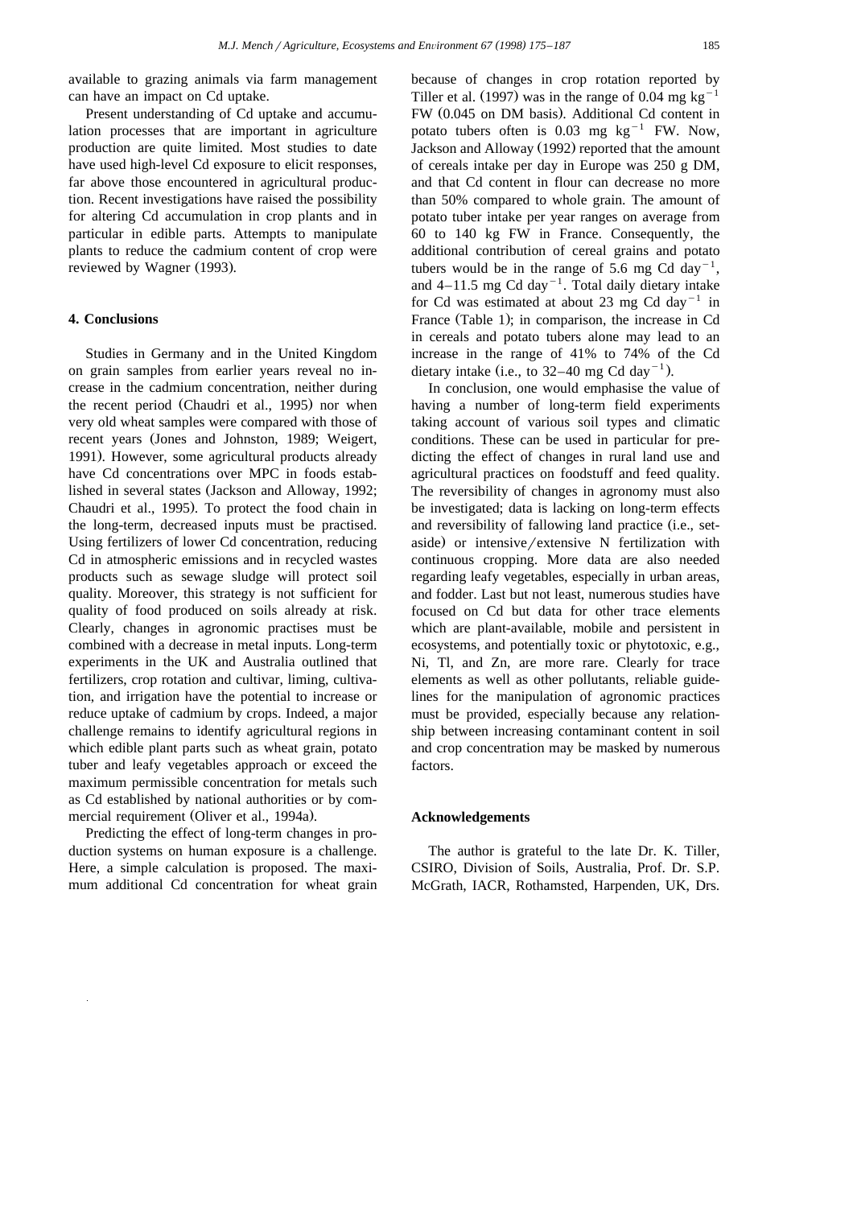available to grazing animals via farm management can have an impact on Cd uptake.

Present understanding of Cd uptake and accumulation processes that are important in agriculture production are quite limited. Most studies to date have used high-level Cd exposure to elicit responses, far above those encountered in agricultural production. Recent investigations have raised the possibility for altering Cd accumulation in crop plants and in particular in edible parts. Attempts to manipulate plants to reduce the cadmium content of crop were reviewed by Wagner (1993).

## 4. Conclusions

Studies in Germany and in the United Kingdom on grain samples from earlier years reveal no increase in the cadmium concentration, neither during the recent period (Chaudri et al., 1995) nor when very old wheat samples were compared with those of recent years (Jones and Johnston, 1989; Weigert, 1991). However, some agricultural products already have Cd concentrations over MPC in foods established in several states (Jackson and Alloway, 1992; Chaudri et al., 1995). To protect the food chain in the long-term, decreased inputs must be practised. Using fertilizers of lower Cd concentration, reducing Cd in atmospheric emissions and in recycled wastes products such as sewage sludge will protect soil quality. Moreover, this strategy is not sufficient for quality of food produced on soils already at risk. Clearly, changes in agronomic practises must be combined with a decrease in metal inputs. Long-term experiments in the UK and Australia outlined that fertilizers, crop rotation and cultivar, liming, cultivation, and irrigation have the potential to increase or reduce uptake of cadmium by crops. Indeed, a major challenge remains to identify agricultural regions in which edible plant parts such as wheat grain, potato tuber and leafy vegetables approach or exceed the maximum permissible concentration for metals such as Cd established by national authorities or by commercial requirement (Oliver et al., 1994a).

Predicting the effect of long-term changes in production systems on human exposure is a challenge. Here, a simple calculation is proposed. The maximum additional Cd concentration for wheat grain because of changes in crop rotation reported by Tiller et al. (1997) was in the range of 0.04 mg $kg^{-1}$ FW (0.045 on DM basis). Additional Cd content in potato tubers often is 0.03 mg $kg^{-1}$ FW. Now, Jackson and Alloway (1992) reported that the amount of cereals intake per day in Europe was 250 g DM, and that Cd content in flour can decrease no more than 50% compared to whole grain. The amount of potato tuber intake per year ranges on average from 60 to 140 kg FW in France. Consequently, the additional contribution of cereal grains and potato tubers would be in the range of 5.6 mg Cd $day^{-1}$, and 4–11.5 mg Cd $day^{-1}$. Total daily dietary intake for Cd was estimated at about 23 mg Cd $day^{-1}$ in France (Table 1); in comparison, the increase in Cd in cereals and potato tubers alone may lead to an increase in the range of 41% to 74% of the Cd dietary intake (i.e., to 32–40 mg Cd $day^{-1}$).

In conclusion, one would emphasise the value of having a number of long-term field experiments taking account of various soil types and climatic conditions. These can be used in particular for predicting the effect of changes in rural land use and agricultural practices on foodstuff and feed quality. The reversibility of changes in agronomy must also be investigated; data is lacking on long-term effects and reversibility of fallowing land practice (i.e., set-aside) or intensive/extensive N fertilization with continuous cropping. More data are also needed regarding leafy vegetables, especially in urban areas, and fodder. Last but not least, numerous studies have focused on Cd but data for other trace elements which are plant-available, mobile and persistent in ecosystems, and potentially toxic or phytotoxic, e.g., Ni, Tl, and Zn, are more rare. Clearly for trace elements as well as other pollutants, reliable guidelines for the manipulation of agronomic practices must be provided, especially because any relationship between increasing contaminant content in soil and crop concentration may be masked by numerous factors.

## Acknowledgements

The author is grateful to the late Dr. K. Tiller, CSIRO, Division of Soils, Australia, Prof. Dr. S.P. McGrath, IACR, Rothamsted, Harpenden, UK, Drs.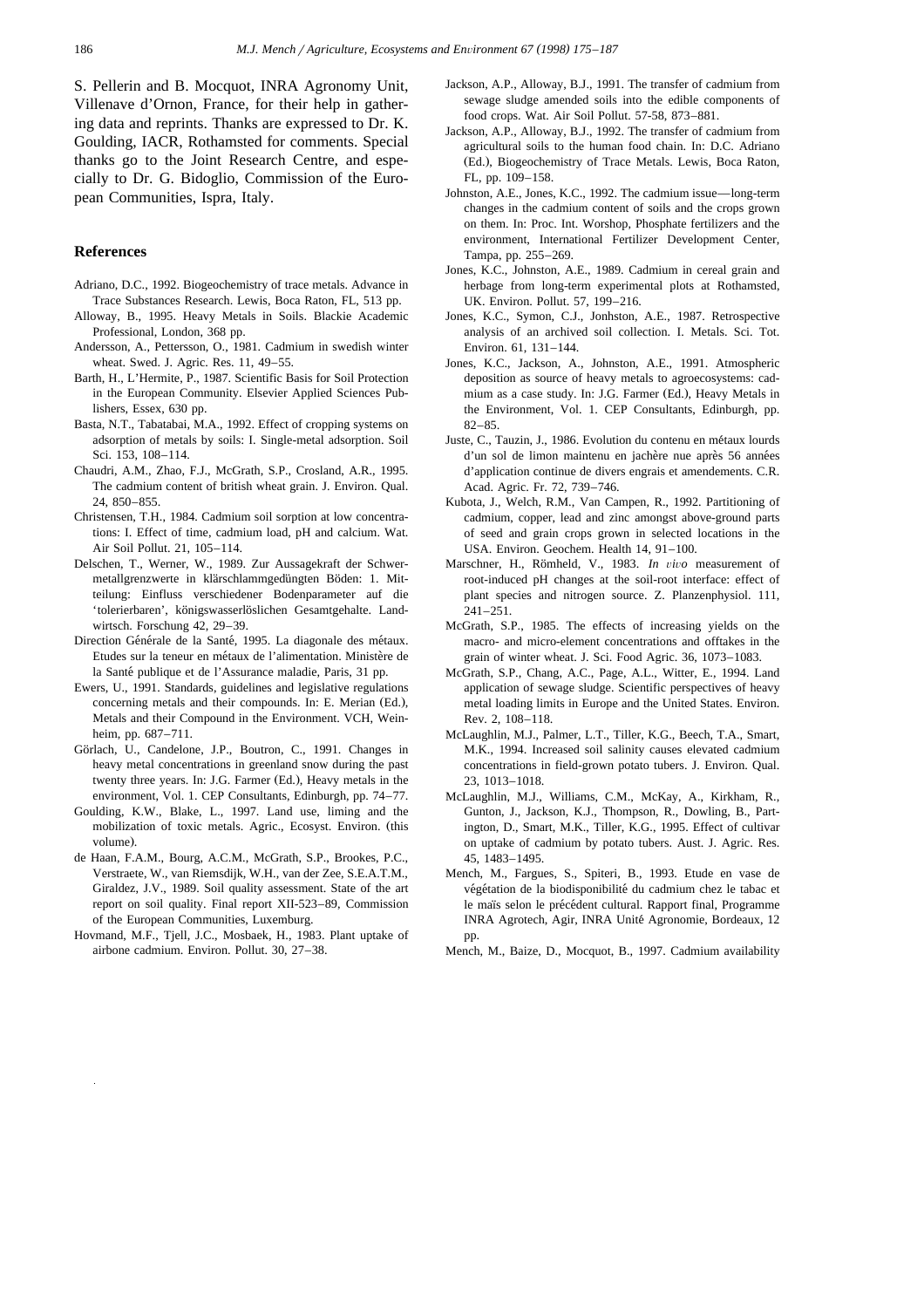S. Pellerin and B. Mocquot, INRA Agronomy Unit, Villenave d'Ornon, France, for their help in gathering data and reprints. Thanks are expressed to Dr. K. Goulding, IACR, Rothamsted for comments. Special thanks go to the Joint Research Centre, and especially to Dr. G. Bidoglio, Commission of the European Communities, Ispra, Italy.

## References

Adriano, D.C., 1992. Biogeochemistry of trace metals. Advance in Trace Substances Research. Lewis, Boca Raton, FL, 513 pp.

Alloway, B., 1995. Heavy Metals in Soils. Blackie Academic Professional, London, 368 pp.

Andersson, A., Pettersson, O., 1981. Cadmium in swedish winter wheat. Swed. J. Agric. Res. 11, 49–55.

Barth, H., L'Hermite, P., 1987. Scientific Basis for Soil Protection in the European Community. Elsevier Applied Sciences Publishers, Essex, 630 pp.

Basta, N.T., Tabatabai, M.A., 1992. Effect of cropping systems on adsorption of metals by soils: I. Single-metal adsorption. Soil Sci. 153, 108–114.

Chaudri, A.M., Zhao, F.J., McGrath, S.P., Crosland, A.R., 1995. The cadmium content of british wheat grain. J. Environ. Qual. 24, 850–855.

Christensen, T.H., 1984. Cadmium soil sorption at low concentrations: I. Effect of time, cadmium load, pH and calcium. Wat. Air Soil Pollut. 21, 105–114.

Delschen, T., Werner, W., 1989. Zur Aussagekraft der Schwermetallgrenzwerte in klärschlammgedüngten Böden: 1. Mitteilung: Einfluss verschiedener Bodenparameter auf die 'tolerierbaren', königswasserlöslichen Gesamtgehalte. Landwirtsch. Forschung 42, 29–39.

Direction Générale de la Santé, 1995. La diagonale des métaux. Etudes sur la teneur en métaux de l'alimentation. Ministère de la Santé publique et de l'Assurance maladie, Paris, 31 pp.

Ewers, U., 1991. Standards, guidelines and legislative regulations concerning metals and their compounds. In: E. Merian (Ed.), Metals and their Compound in the Environment. VCH, Weinheim, pp. 687–711.

Görlach, U., Candelone, J.P., Boutron, C., 1991. Changes in heavy metal concentrations in greenland snow during the past twenty three years. In: J.G. Farmer (Ed.), Heavy metals in the environment, Vol. 1. CEP Consultants, Edinburgh, pp. 74–77.

Goulding, K.W., Blake, L., 1997. Land use, liming and the mobilization of toxic metals. Agric., Ecosyst. Environ. (this volume).

de Haan, F.A.M., Bourg, A.C.M., McGrath, S.P., Brookes, P.C., Verstraete, W., van Riemsdijk, W.H., van der Zee, S.E.A.T.M., Giraldez, J.V., 1989. Soil quality assessment. State of the art report on soil quality. Final report XII-523–89, Commission of the European Communities, Luxemburg.

Hovmand, M.F., Tjell, J.C., Mosbaek, H., 1983. Plant uptake of airbone cadmium. Environ. Pollut. 30, 27–38.

Jackson, A.P., Alloway, B.J., 1991. The transfer of cadmium from sewage sludge amended soils into the edible components of food crops. Wat. Air Soil Pollut. 57-58, 873–881.

Jackson, A.P., Alloway, B.J., 1992. The transfer of cadmium from agricultural soils to the human food chain. In: D.C. Adriano (Ed.), Biogeochemistry of Trace Metals. Lewis, Boca Raton, FL, pp. 109–158.

Johnston, A.E., Jones, K.C., 1992. The cadmium issue—long-term changes in the cadmium content of soils and the crops grown on them. In: Proc. Int. Worshop, Phosphate fertilizers and the environment, International Fertilizer Development Center, Tampa, pp. 255–269.

Jones, K.C., Johnston, A.E., 1989. Cadmium in cereal grain and herbage from long-term experimental plots at Rothamsted, UK. Environ. Pollut. 57, 199–216.

Jones, K.C., Symon, C.J., Jonhston, A.E., 1987. Retrospective analysis of an archived soil collection. I. Metals. Sci. Tot. Environ. 61, 131–144.

Jones, K.C., Jackson, A., Johnston, A.E., 1991. Atmospheric deposition as source of heavy metals to agroecosystems: cadmium as a case study. In: J.G. Farmer (Ed.), Heavy Metals in the Environment, Vol. 1. CEP Consultants, Edinburgh, pp. 82–85.

Juste, C., Tauzin, J., 1986. Evolution du contenu en métaux lourds d'un sol de limon maintenu en jachère nue après 56 années d'application continue de divers engrais et amendements. C.R. Acad. Agric. Fr. 72, 739–746.

Kubota, J., Welch, R.M., Van Campen, R., 1992. Partitioning of cadmium, copper, lead and zinc amongst above-ground parts of seed and grain crops grown in selected locations in the USA. Environ. Geochem. Health 14, 91–100.

Marschner, H., Römheld, V., 1983. *In vivo* measurement of root-induced pH changes at the soil-root interface: effect of plant species and nitrogen source. Z. Planzenphysiol. 111, 241–251.

McGrath, S.P., 1985. The effects of increasing yields on the macro- and micro-element concentrations and offtakes in the grain of winter wheat. J. Sci. Food Agric. 36, 1073–1083.

McGrath, S.P., Chang, A.C., Page, A.L., Witter, E., 1994. Land application of sewage sludge. Scientific perspectives of heavy metal loading limits in Europe and the United States. Environ. Rev. 2, 108–118.

McLaughlin, M.J., Palmer, L.T., Tiller, K.G., Beech, T.A., Smart, M.K., 1994. Increased soil salinity causes elevated cadmium concentrations in field-grown potato tubers. J. Environ. Qual. 23, 1013–1018.

McLaughlin, M.J., Williams, C.M., McKay, A., Kirkham, R., Gunton, J., Jackson, K.J., Thompson, R., Dowling, B., Partington, D., Smart, M.K., Tiller, K.G., 1995. Effect of cultivar on uptake of cadmium by potato tubers. Aust. J. Agric. Res. 45, 1483–1495.

Mench, M., Fargues, S., Spiteri, B., 1993. Etude en vase de végétation de la biodisponibilité du cadmium chez le tabac et le maïs selon le précédent cultural. Rapport final, Programme INRA Agrotech, Agir, INRA Unité Agronomie, Bordeaux, 12 pp.

Mench, M., Baize, D., Mocquot, B., 1997. Cadmium availability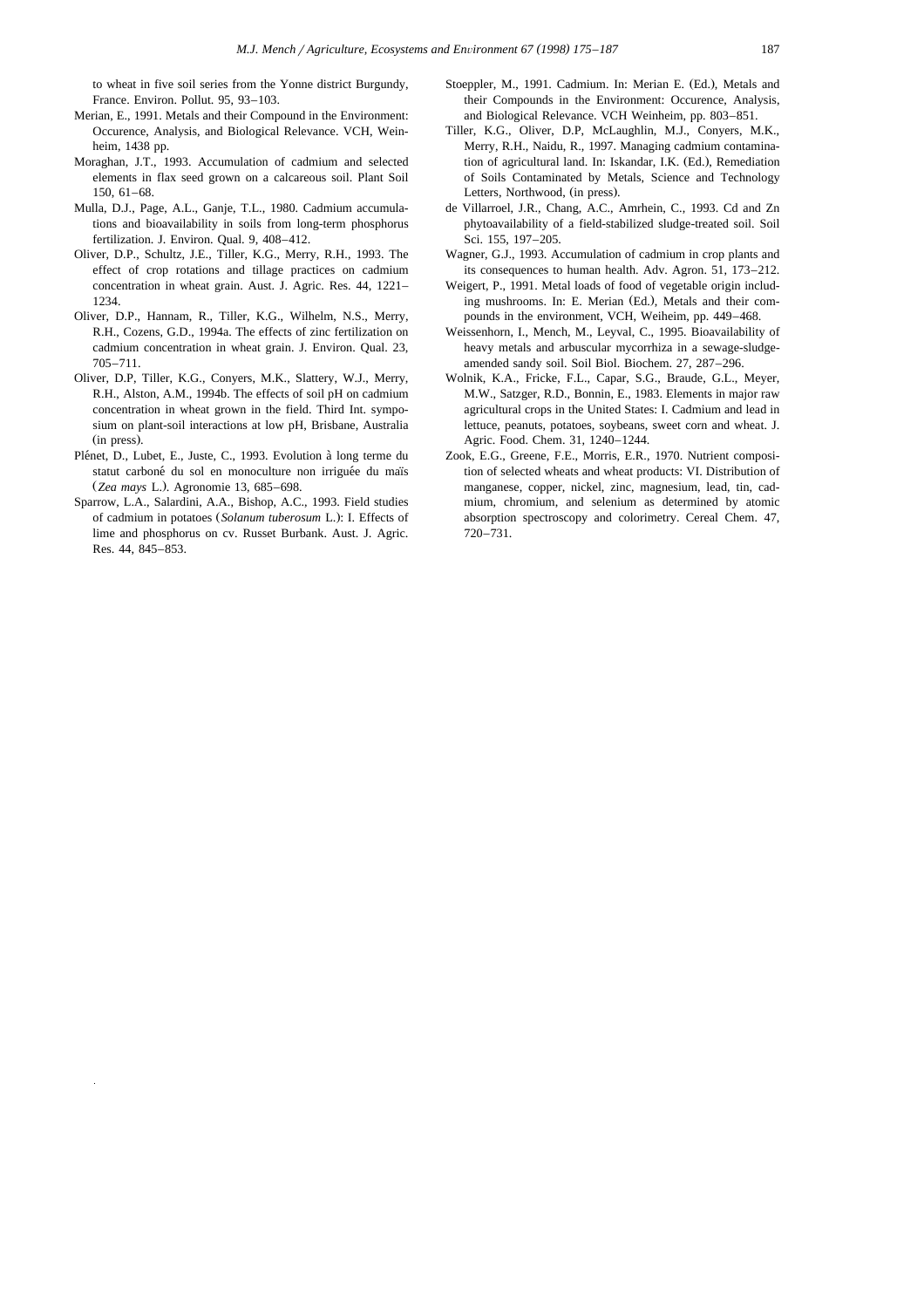to wheat in five soil series from the Yonne district Burgundy, France. Environ. Pollut. 95, 93–103.

Merian, E., 1991. Metals and their Compound in the Environment: Occurence, Analysis, and Biological Relevance. VCH, Weinheim, 1438 pp.

Moraghan, J.T., 1993. Accumulation of cadmium and selected elements in flax seed grown on a calcareous soil. Plant Soil 150, 61–68.

Mulla, D.J., Page, A.L., Ganje, T.L., 1980. Cadmium accumulations and bioavailability in soils from long-term phosphorus fertilization. J. Environ. Qual. 9, 408–412.

Oliver, D.P., Schultz, J.E., Tiller, K.G., Merry, R.H., 1993. The effect of crop rotations and tillage practices on cadmium concentration in wheat grain. Aust. J. Agric. Res. 44, 1221–1234.

Oliver, D.P., Hannam, R., Tiller, K.G., Wilhelm, N.S., Merry, R.H., Cozens, G.D., 1994a. The effects of zinc fertilization on cadmium concentration in wheat grain. J. Environ. Qual. 23, 705–711.

Oliver, D.P, Tiller, K.G., Conyers, M.K., Slattery, W.J., Merry, R.H., Alston, A.M., 1994b. The effects of soil pH on cadmium concentration in wheat grown in the field. Third Int. symposium on plant-soil interactions at low pH, Brisbane, Australia (in press).

Plénet, D., Lubet, E., Juste, C., 1993. Evolution à long terme du statut carboné du sol en monoculture non irriguée du maïs (*Zea mays* L.). Agronomie 13, 685–698.

Sparrow, L.A., Salardini, A.A., Bishop, A.C., 1993. Field studies of cadmium in potatoes (*Solanum tuberosum* L.): I. Effects of lime and phosphorus on cv. Russet Burbank. Aust. J. Agric. Res. 44, 845–853.

Stoeppler, M., 1991. Cadmium. In: Merian E. (Ed.), Metals and their Compounds in the Environment: Occurence, Analysis, and Biological Relevance. VCH Weinheim, pp. 803–851.

Tiller, K.G., Oliver, D.P, McLaughlin, M.J., Conyers, M.K., Merry, R.H., Naidu, R., 1997. Managing cadmium contamination of agricultural land. In: Iskandar, I.K. (Ed.), Remediation of Soils Contaminated by Metals, Science and Technology Letters, Northwood, (in press).

de Villarroel, J.R., Chang, A.C., Amrhein, C., 1993. Cd and Zn phytoavailability of a field-stabilized sludge-treated soil. Soil Sci. 155, 197–205.

Wagner, G.J., 1993. Accumulation of cadmium in crop plants and its consequences to human health. Adv. Agron. 51, 173–212.

Weigert, P., 1991. Metal loads of food of vegetable origin including mushrooms. In: E. Merian (Ed.), Metals and their compounds in the environment, VCH, Weiheim, pp. 449–468.

Weissenhorn, I., Mench, M., Leyval, C., 1995. Bioavailability of heavy metals and arbuscular mycorrhiza in a sewage-sludge-amended sandy soil. Soil Biol. Biochem. 27, 287–296.

Wolnik, K.A., Fricke, F.L., Capar, S.G., Braude, G.L., Meyer, M.W., Satzger, R.D., Bonnin, E., 1983. Elements in major raw agricultural crops in the United States: I. Cadmium and lead in lettuce, peanuts, potatoes, soybeans, sweet corn and wheat. J. Agric. Food. Chem. 31, 1240–1244.

Zook, E.G., Greene, F.E., Morris, E.R., 1970. Nutrient composition of selected wheats and wheat products: VI. Distribution of manganese, copper, nickel, zinc, magnesium, lead, tin, cadmium, chromium, and selenium as determined by atomic absorption spectroscopy and colorimetry. Cereal Chem. 47, 720–731.